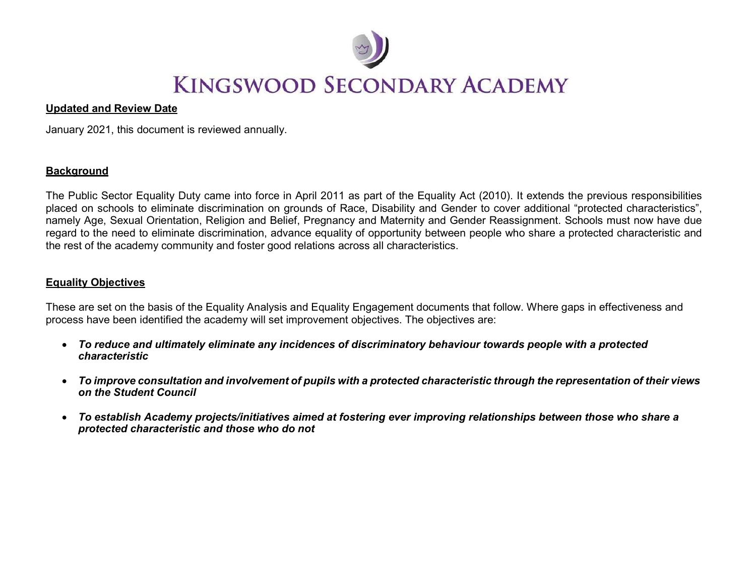# Kingswood Secondary Academy

## Updated and Review Date

January 2021, this document is reviewed annually.

## Background

The Public Sector Equality Duty came into force in April 2011 as part of the Equality Act (2010). It extends the previous responsibilities placed on schools to eliminate discrimination on grounds of Race, Disability and Gender to cover additional "protected characteristics", namely Age, Sexual Orientation, Religion and Belief, Pregnancy and Maternity and Gender Reassignment. Schools must now have due regard to the need to eliminate discrimination, advance equality of opportunity between people who share a protected characteristic and the rest of the academy community and foster good relations across all characteristics.

## Equality Objectives

These are set on the basis of the Equality Analysis and Equality Engagement documents that follow. Where gaps in effectiveness and process have been identified the academy will set improvement objectives. The objectives are:

- ***To reduce and ultimately eliminate any incidences of discriminatory behaviour towards people with a protected characteristic***
- ***To improve consultation and involvement of pupils with a protected characteristic through the representation of their views on the Student Council***
- ***To establish Academy projects/initiatives aimed at fostering ever improving relationships between those who share a protected characteristic and those who do not***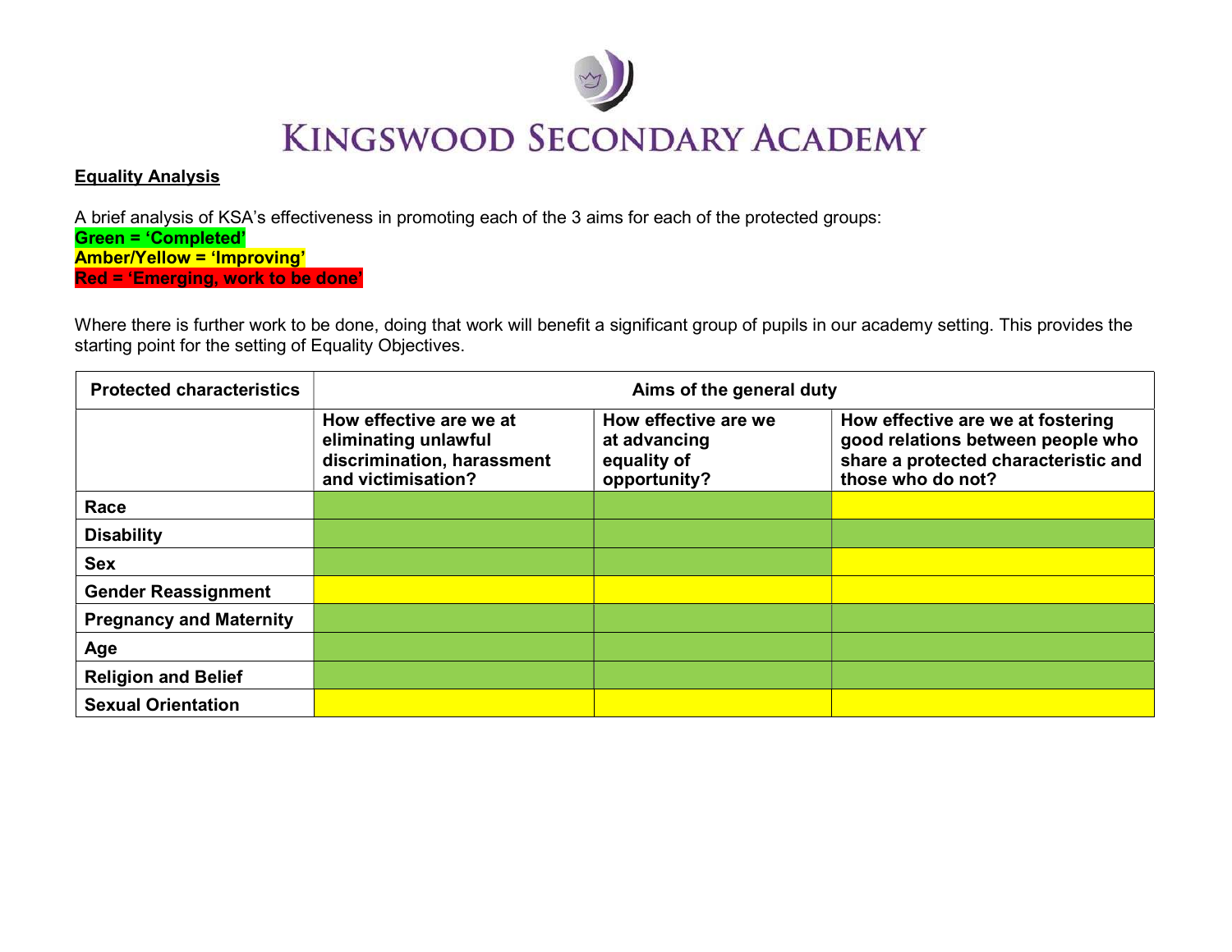# KINGSWOOD SECONDARY ACADEMY

**Equality Analysis**

A brief analysis of KSA's effectiveness in promoting each of the 3 aims for each of the protected groups:

**Green = 'Completed'**
**Amber/Yellow = 'Improving'**
**Red = 'Emerging, work to be done'**

Where there is further work to be done, doing that work will benefit a significant group of pupils in our academy setting. This provides the starting point for the setting of Equality Objectives.

| Protected characteristics | Aims of the general duty | | |
|---|---|---|---|
| | How effective are we at eliminating unlawful discrimination, harassment and victimisation? | How effective are we at advancing equality of opportunity? | How effective are we at fostering good relations between people who share a protected characteristic and those who do not? |
| **Race** | Green | Green | Amber/Yellow |
| **Disability** | Green | Green | Green |
| **Sex** | Green | Green | Amber/Yellow |
| **Gender Reassignment** | Amber/Yellow | Amber/Yellow | Amber/Yellow |
| **Pregnancy and Maternity** | Green | Green | Green |
| **Age** | Green | Green | Green |
| **Religion and Belief** | Green | Green | Green |
| **Sexual Orientation** | Amber/Yellow | Amber/Yellow | Amber/Yellow |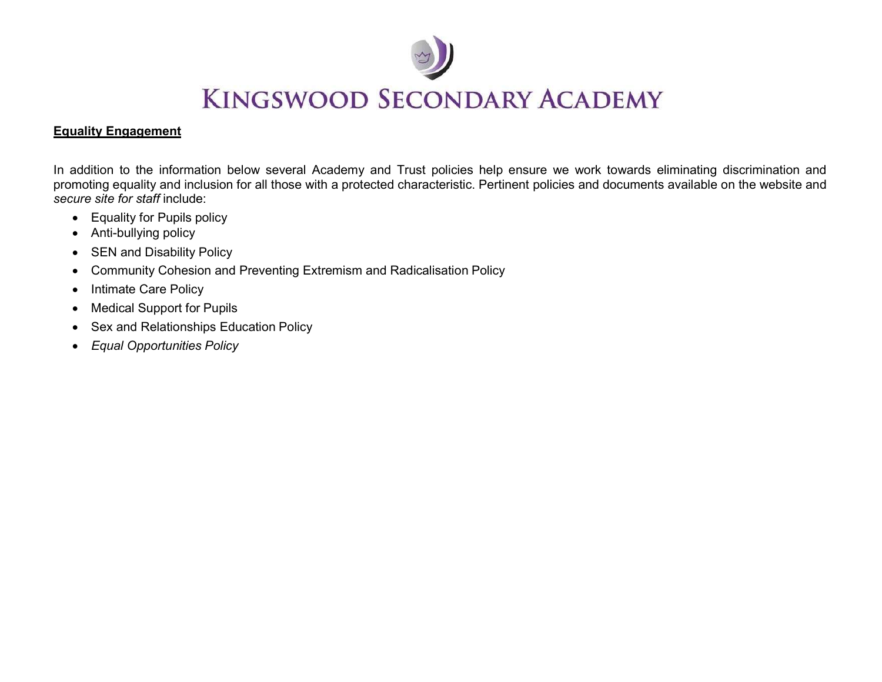# Kingswood Secondary Academy

**Equality Engagement**

In addition to the information below several Academy and Trust policies help ensure we work towards eliminating discrimination and promoting equality and inclusion for all those with a protected characteristic. Pertinent policies and documents available on the website and *secure site for staff* include:

- Equality for Pupils policy
- Anti-bullying policy
- SEN and Disability Policy
- Community Cohesion and Preventing Extremism and Radicalisation Policy
- Intimate Care Policy
- Medical Support for Pupils
- Sex and Relationships Education Policy
- *Equal Opportunities Policy*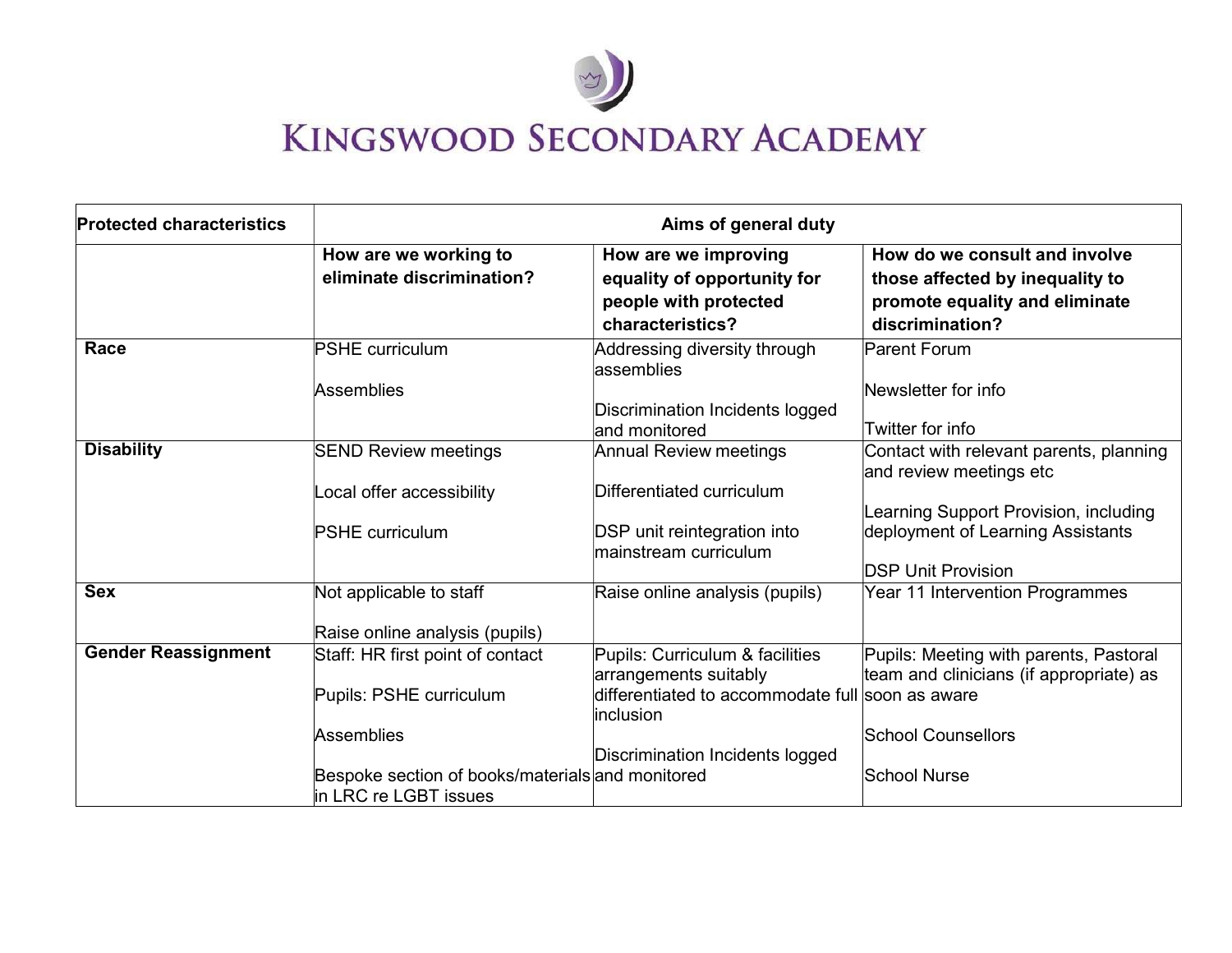# KINGSWOOD SECONDARY ACADEMY

| Protected characteristics | Aims of general duty | | |
|---|---|---|---|
| | **How are we working to eliminate discrimination?** | **How are we improving equality of opportunity for people with protected characteristics?** | **How do we consult and involve those affected by inequality to promote equality and eliminate discrimination?** |
| **Race** | PSHE curriculum<br><br>Assemblies | Addressing diversity through assemblies<br><br>Discrimination Incidents logged and monitored | Parent Forum<br><br>Newsletter for info<br><br>Twitter for info |
| **Disability** | SEND Review meetings<br><br>Local offer accessibility<br><br>PSHE curriculum | Annual Review meetings<br><br>Differentiated curriculum<br><br>DSP unit reintegration into mainstream curriculum | Contact with relevant parents, planning and review meetings etc<br><br>Learning Support Provision, including deployment of Learning Assistants<br><br>DSP Unit Provision |
| **Sex** | Not applicable to staff<br><br>Raise online analysis (pupils) | Raise online analysis (pupils) | Year 11 Intervention Programmes |
| **Gender Reassignment** | Staff: HR first point of contact<br><br>Pupils: PSHE curriculum<br><br>Assemblies<br><br>Bespoke section of books/materials in LRC re LGBT issues | Pupils: Curriculum & facilities arrangements suitably differentiated to accommodate full inclusion<br><br>Discrimination Incidents logged and monitored | Pupils: Meeting with parents, Pastoral team and clinicians (if appropriate) as soon as aware<br><br>School Counsellors<br><br>School Nurse |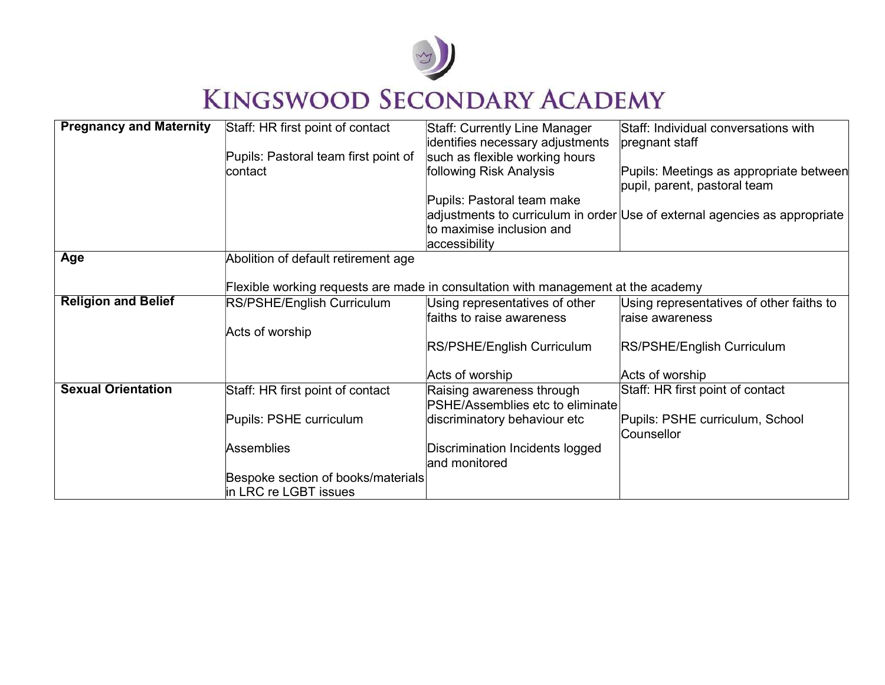# Kingswood Secondary Academy

| | | | |
|---|---|---|---|
| **Pregnancy and Maternity** | Staff: HR first point of contact<br><br>Pupils: Pastoral team first point of contact | Staff: Currently Line Manager identifies necessary adjustments such as flexible working hours following Risk Analysis<br><br>Pupils: Pastoral team make adjustments to curriculum in order to maximise inclusion and accessibility | Staff: Individual conversations with pregnant staff<br><br>Pupils: Meetings as appropriate between pupil, parent, pastoral team<br><br>Use of external agencies as appropriate |
| **Age** | Abolition of default retirement age<br><br>Flexible working requests are made in consultation with management at the academy | | |
| **Religion and Belief** | RS/PSHE/English Curriculum<br><br>Acts of worship | Using representatives of other faiths to raise awareness<br><br>RS/PSHE/English Curriculum<br><br>Acts of worship | Using representatives of other faiths to raise awareness<br><br>RS/PSHE/English Curriculum<br><br>Acts of worship |
| **Sexual Orientation** | Staff: HR first point of contact<br><br>Pupils: PSHE curriculum<br><br>Assemblies<br><br>Bespoke section of books/materials in LRC re LGBT issues | Raising awareness through PSHE/Assemblies etc to eliminate discriminatory behaviour etc<br><br>Discrimination Incidents logged and monitored | Staff: HR first point of contact<br><br>Pupils: PSHE curriculum, School Counsellor |